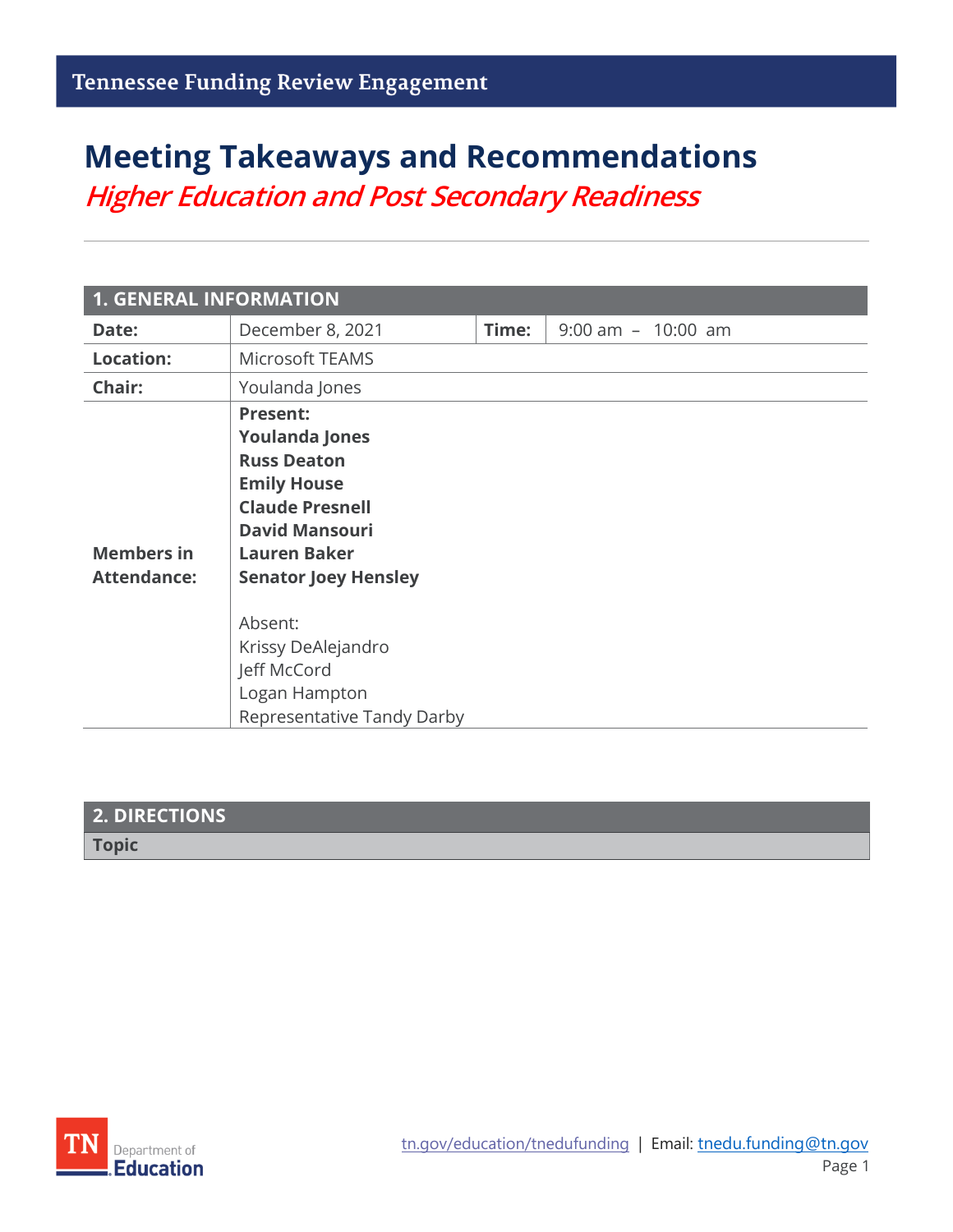# Meeting Takeaways and Recommendations

## *Higher Education and Post Secondary Readiness*

| 1. GENERAL INFORMATION | | | |
|---|---|---|---|
| **Date:** | December 8, 2021 | **Time:** | 9:00 am – 10:00 am |
| **Location:** | Microsoft TEAMS | | |
| **Chair:** | Youlanda Jones | | |
| **Members in Attendance:** | **Present:**<br>**Youlanda Jones**<br>**Russ Deaton**<br>**Emily House**<br>**Claude Presnell**<br>**David Mansouri**<br>**Lauren Baker**<br>**Senator Joey Hensley**<br><br>Absent:<br>Krissy DeAlejandro<br>Jeff McCord<br>Logan Hampton<br>Representative Tandy Darby | | |

| 2. DIRECTIONS |
|---|
| **Topic** |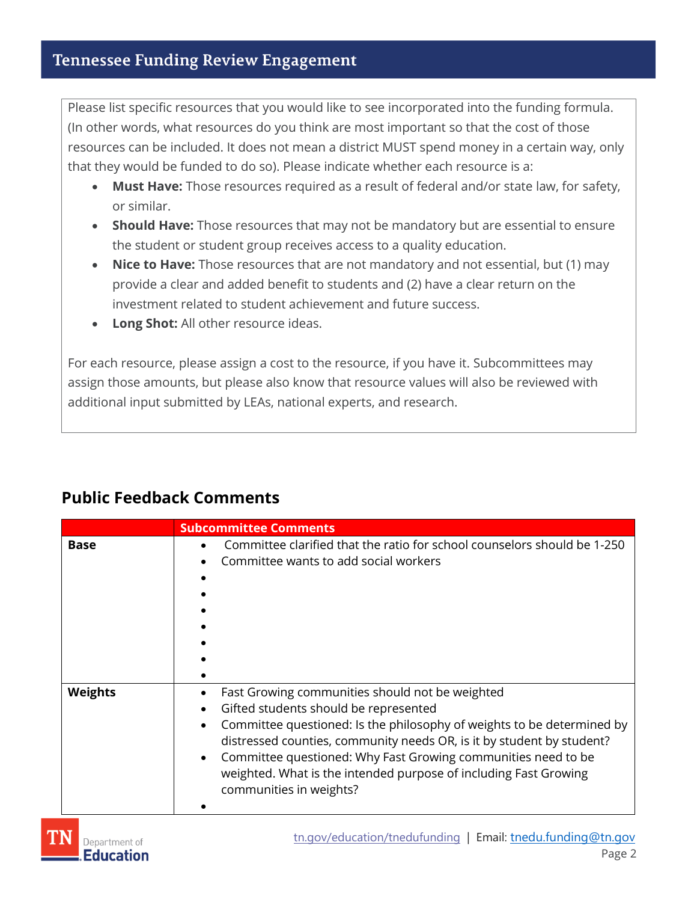Please list specific resources that you would like to see incorporated into the funding formula. (In other words, what resources do you think are most important so that the cost of those resources can be included. It does not mean a district MUST spend money in a certain way, only that they would be funded to do so). Please indicate whether each resource is a:

- **Must Have:** Those resources required as a result of federal and/or state law, for safety, or similar.
- **Should Have:** Those resources that may not be mandatory but are essential to ensure the student or student group receives access to a quality education.
- **Nice to Have:** Those resources that are not mandatory and not essential, but (1) may provide a clear and added benefit to students and (2) have a clear return on the investment related to student achievement and future success.
- **Long Shot:** All other resource ideas.

For each resource, please assign a cost to the resource, if you have it. Subcommittees may assign those amounts, but please also know that resource values will also be reviewed with additional input submitted by LEAs, national experts, and research.

## Public Feedback Comments

| | Subcommittee Comments |
| --- | --- |
| **Base** | • Committee clarified that the ratio for school counselors should be 1-250<br>• Committee wants to add social workers |
| **Weights** | • Fast Growing communities should not be weighted<br>• Gifted students should be represented<br>• Committee questioned: Is the philosophy of weights to be determined by distressed counties, community needs OR, is it by student by student?<br>• Committee questioned: Why Fast Growing communities need to be weighted. What is the intended purpose of including Fast Growing communities in weights? |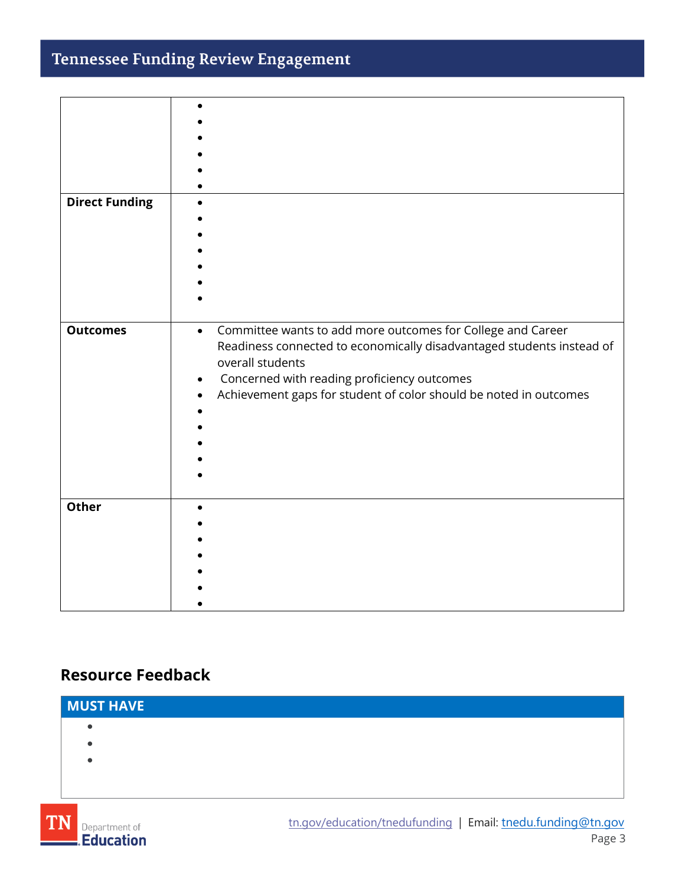| | |
|---|---|
| | |
| **Direct Funding** | |
| **Outcomes** | • Committee wants to add more outcomes for College and Career Readiness connected to economically disadvantaged students instead of overall students<br>• Concerned with reading proficiency outcomes<br>• Achievement gaps for student of color should be noted in outcomes |
| **Other** | |

## Resource Feedback

| MUST HAVE |
|---|
| |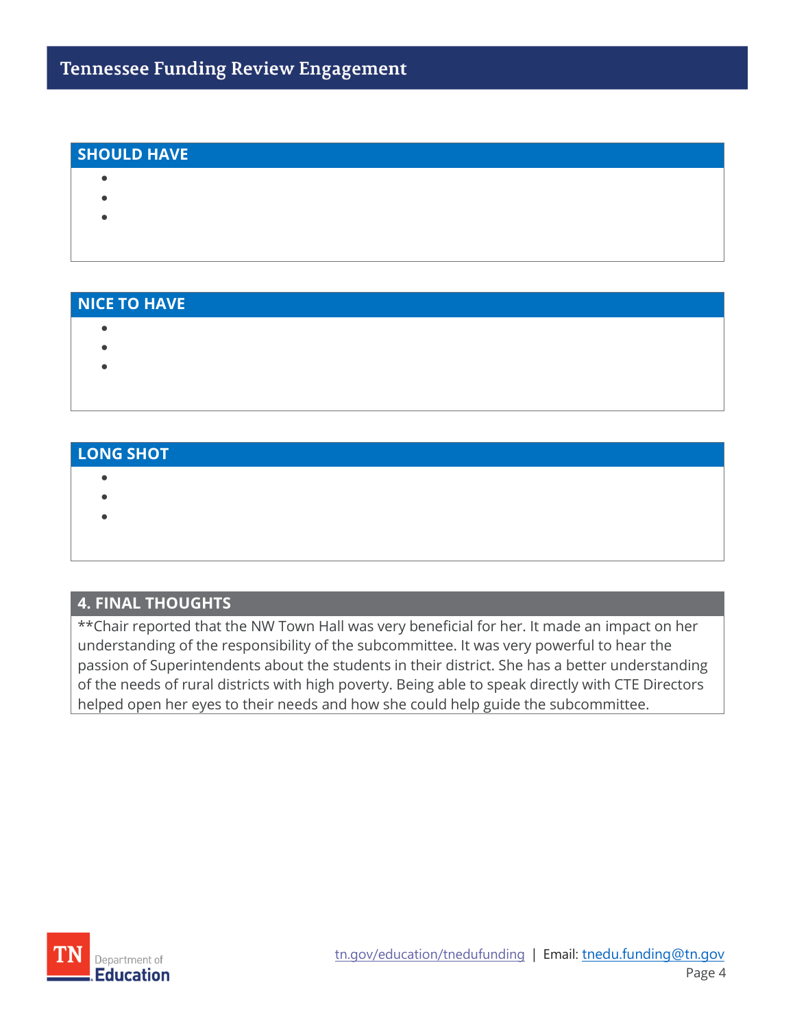## SHOULD HAVE

- 
- 
- 

## NICE TO HAVE

- 
- 
- 

## LONG SHOT

- 
- 
- 

## 4. FINAL THOUGHTS

**Chair reported that the NW Town Hall was very beneficial for her. It made an impact on her understanding of the responsibility of the subcommittee. It was very powerful to hear the passion of Superintendents about the students in their district. She has a better understanding of the needs of rural districts with high poverty. Being able to speak directly with CTE Directors helped open her eyes to their needs and how she could help guide the subcommittee.